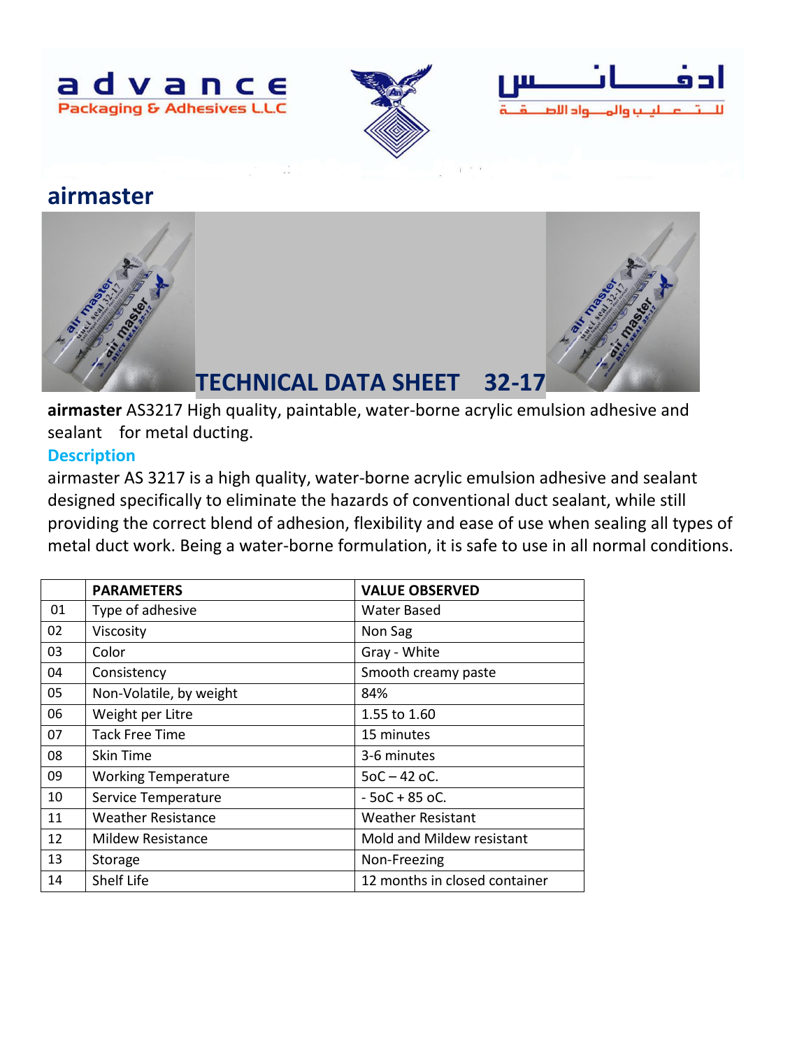advance
Packaging & Adhesives L.L.C

ادفانس
للتعليب والمواد اللاصقة

## airmaster

# TECHNICAL DATA SHEET 32-17

**airmaster** AS3217 High quality, paintable, water-borne acrylic emulsion adhesive and sealant for metal ducting.

### Description

airmaster AS 3217 is a high quality, water-borne acrylic emulsion adhesive and sealant designed specifically to eliminate the hazards of conventional duct sealant, while still providing the correct blend of adhesion, flexibility and ease of use when sealing all types of metal duct work. Being a water-borne formulation, it is safe to use in all normal conditions.

| | PARAMETERS | VALUE OBSERVED |
|---|---|---|
| 01 | Type of adhesive | Water Based |
| 02 | Viscosity | Non Sag |
| 03 | Color | Gray - White |
| 04 | Consistency | Smooth creamy paste |
| 05 | Non-Volatile, by weight | 84% |
| 06 | Weight per Litre | 1.55 to 1.60 |
| 07 | Tack Free Time | 15 minutes |
| 08 | Skin Time | 3-6 minutes |
| 09 | Working Temperature | 5oC – 42 oC. |
| 10 | Service Temperature | - 5oC + 85 oC. |
| 11 | Weather Resistance | Weather Resistant |
| 12 | Mildew Resistance | Mold and Mildew resistant |
| 13 | Storage | Non-Freezing |
| 14 | Shelf Life | 12 months in closed container |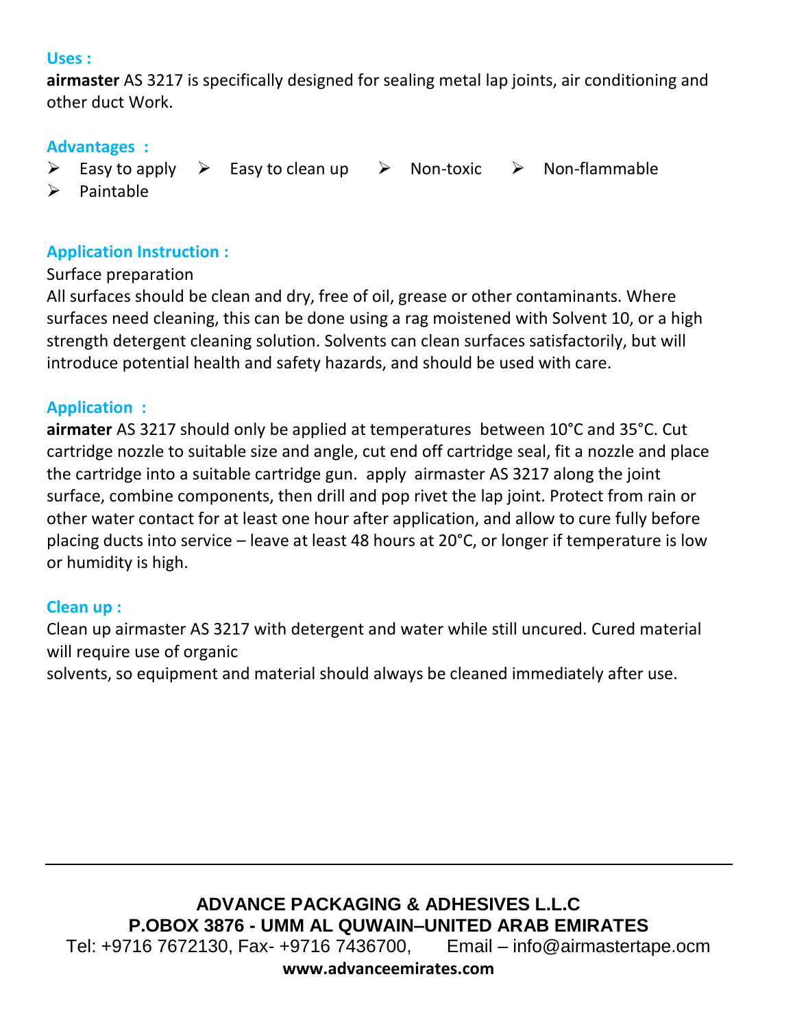## Uses :

**airmaster** AS 3217 is specifically designed for sealing metal lap joints, air conditioning and other duct Work.

## Advantages :

- Easy to apply
- Easy to clean up
- Non-toxic
- Non-flammable
- Paintable

## Application Instruction :

Surface preparation

All surfaces should be clean and dry, free of oil, grease or other contaminants. Where surfaces need cleaning, this can be done using a rag moistened with Solvent 10, or a high strength detergent cleaning solution. Solvents can clean surfaces satisfactorily, but will introduce potential health and safety hazards, and should be used with care.

## Application :

**airmater** AS 3217 should only be applied at temperatures between 10°C and 35°C. Cut cartridge nozzle to suitable size and angle, cut end off cartridge seal, fit a nozzle and place the cartridge into a suitable cartridge gun. apply airmaster AS 3217 along the joint surface, combine components, then drill and pop rivet the lap joint. Protect from rain or other water contact for at least one hour after application, and allow to cure fully before placing ducts into service – leave at least 48 hours at 20°C, or longer if temperature is low or humidity is high.

## Clean up :

Clean up airmaster AS 3217 with detergent and water while still uncured. Cured material will require use of organic
solvents, so equipment and material should always be cleaned immediately after use.

---

**ADVANCE PACKAGING & ADHESIVES L.L.C**
**P.OBOX 3876 - UMM AL QUWAIN–UNITED ARAB EMIRATES**
Tel: +9716 7672130, Fax- +9716 7436700, Email – info@airmastertape.ocm
**www.advanceemirates.com**